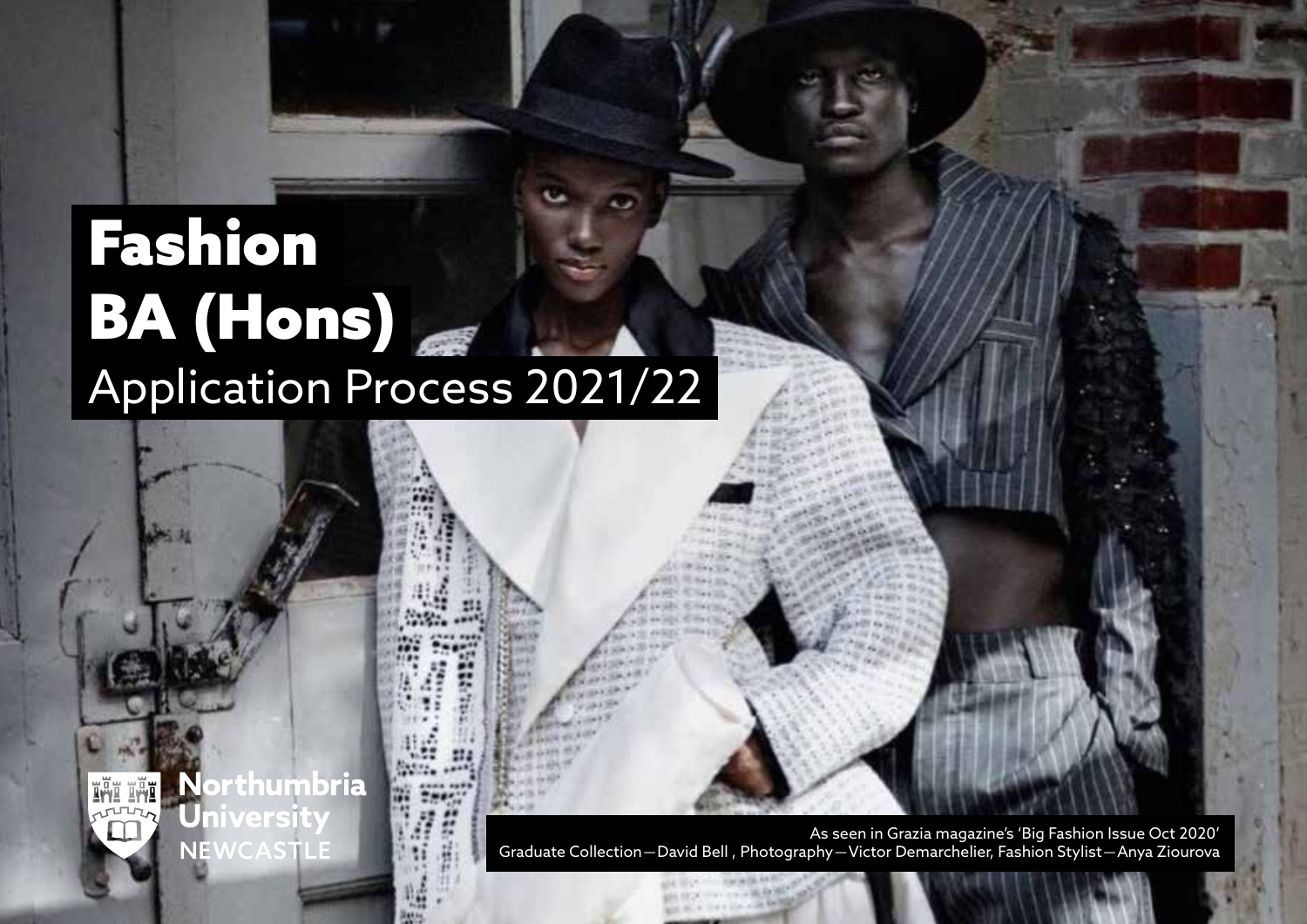# Fashion BA (Hons)

## Application Process 2021/22

Northumbria University NEWCASTLE

As seen in Grazia magazine's 'Big Fashion Issue Oct 2020'
Graduate Collection—David Bell , Photography—Victor Demarchelier, Fashion Stylist—Anya Ziourova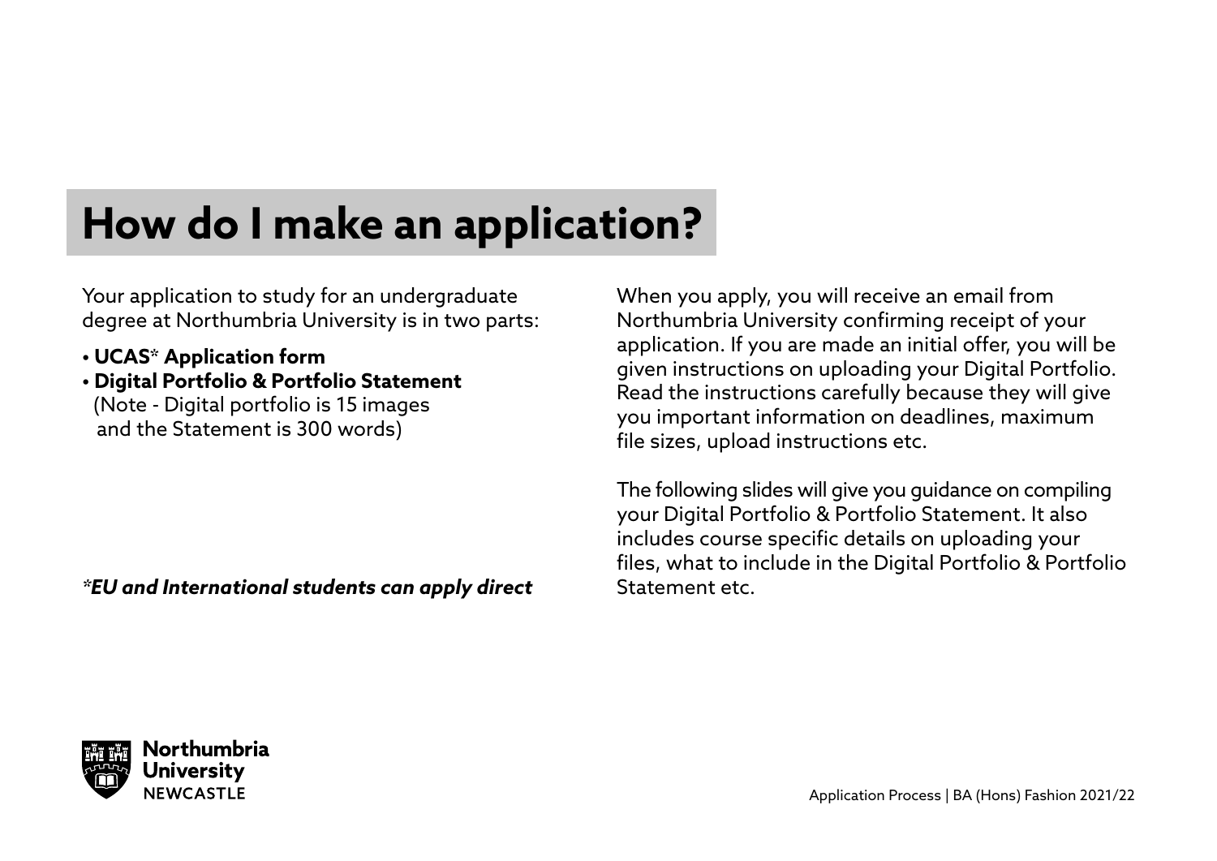# How do I make an application?

Your application to study for an undergraduate degree at Northumbria University is in two parts:

- **UCAS* Application form**
- **Digital Portfolio & Portfolio Statement**
  (Note - Digital portfolio is 15 images and the Statement is 300 words)

***EU and International students can apply direct***

When you apply, you will receive an email from Northumbria University confirming receipt of your application. If you are made an initial offer, you will be given instructions on uploading your Digital Portfolio. Read the instructions carefully because they will give you important information on deadlines, maximum file sizes, upload instructions etc.

The following slides will give you guidance on compiling your Digital Portfolio & Portfolio Statement. It also includes course specific details on uploading your files, what to include in the Digital Portfolio & Portfolio Statement etc.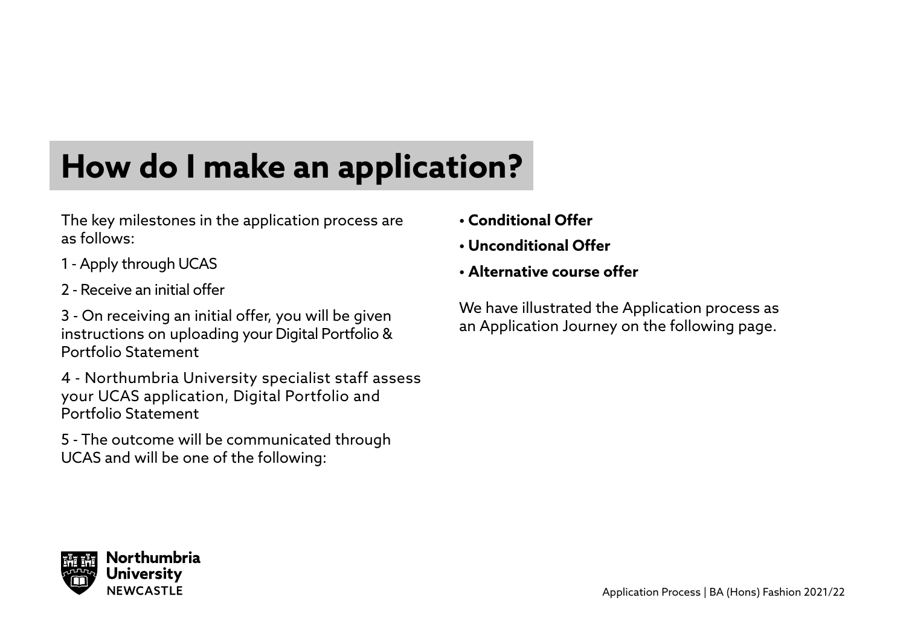# How do I make an application?

The key milestones in the application process are as follows:

1 - Apply through UCAS

2 - Receive an initial offer

3 - On receiving an initial offer, you will be given instructions on uploading your Digital Portfolio & Portfolio Statement

4 - Northumbria University specialist staff assess your UCAS application, Digital Portfolio and Portfolio Statement

5 - The outcome will be communicated through UCAS and will be one of the following:

- **Conditional Offer**
- **Unconditional Offer**
- **Alternative course offer**

We have illustrated the Application process as an Application Journey on the following page.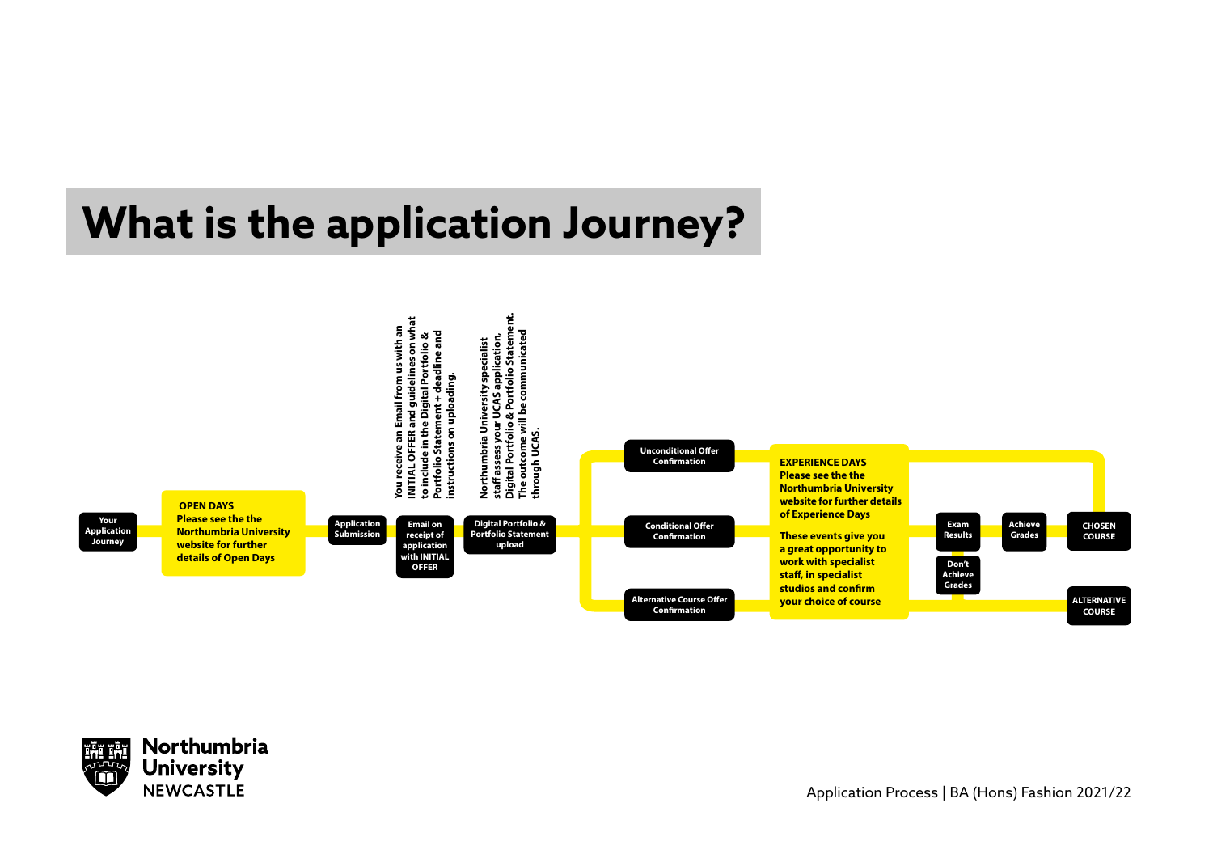# What is the application Journey?

**Your Application Journey**

**OPEN DAYS**
**Please see the the Northumbria University website for further details of Open Days**

**Application Submission**

**Email on receipt of application with INITIAL OFFER**

**You receive an Email from us with an INITIAL OFFER and guidelines on what to include in the Digital Portfolio & Portfolio Statement + deadline and instructions on uploading.**

**Digital Portfolio & Portfolio Statement upload**

**Northumbria University specialist staff assess your UCAS application, Digital Portfolio & Portfolio Statement. The outcome will be communicated through UCAS.**

**Unconditional Offer Confirmation**

**Conditional Offer Confirmation**

**Alternative Course Offer Confirmation**

**EXPERIENCE DAYS**
**Please see the the Northumbria University website for further details of Experience Days**

**These events give you a great opportunity to work with specialist staff, in specialist studios and confirm your choice of course**

**Exam Results**

**Achieve Grades**

**Don't Achieve Grades**

**CHOSEN COURSE**

**ALTERNATIVE COURSE**

Application Process | BA (Hons) Fashion 2021/22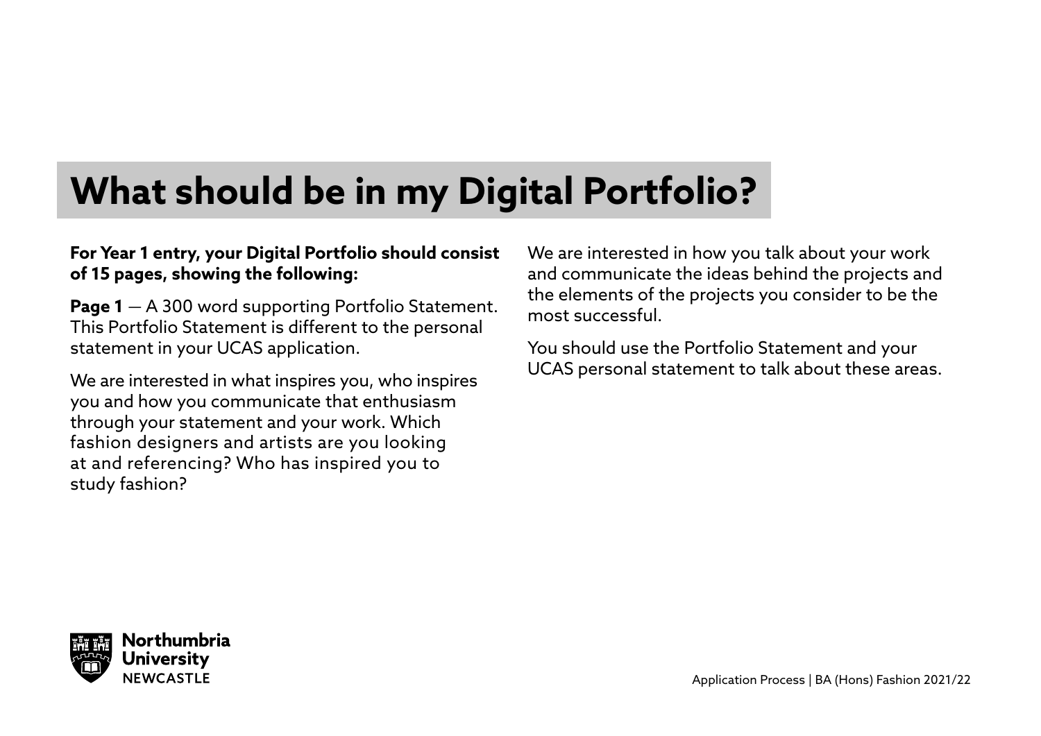# What should be in my Digital Portfolio?

**For Year 1 entry, your Digital Portfolio should consist of 15 pages, showing the following:**

**Page 1** — A 300 word supporting Portfolio Statement. This Portfolio Statement is different to the personal statement in your UCAS application.

We are interested in what inspires you, who inspires you and how you communicate that enthusiasm through your statement and your work. Which fashion designers and artists are you looking at and referencing? Who has inspired you to study fashion?

We are interested in how you talk about your work and communicate the ideas behind the projects and the elements of the projects you consider to be the most successful.

You should use the Portfolio Statement and your UCAS personal statement to talk about these areas.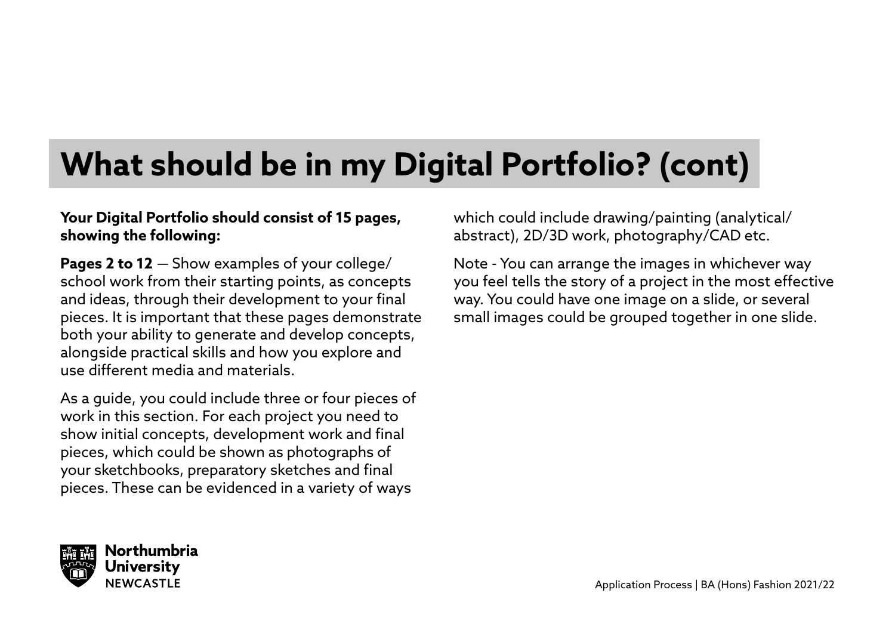# What should be in my Digital Portfolio? (cont)

**Your Digital Portfolio should consist of 15 pages, showing the following:**

**Pages 2 to 12** — Show examples of your college/school work from their starting points, as concepts and ideas, through their development to your final pieces. It is important that these pages demonstrate both your ability to generate and develop concepts, alongside practical skills and how you explore and use different media and materials.

As a guide, you could include three or four pieces of work in this section. For each project you need to show initial concepts, development work and final pieces, which could be shown as photographs of your sketchbooks, preparatory sketches and final pieces. These can be evidenced in a variety of ways which could include drawing/painting (analytical/abstract), 2D/3D work, photography/CAD etc.

Note - You can arrange the images in whichever way you feel tells the story of a project in the most effective way. You could have one image on a slide, or several small images could be grouped together in one slide.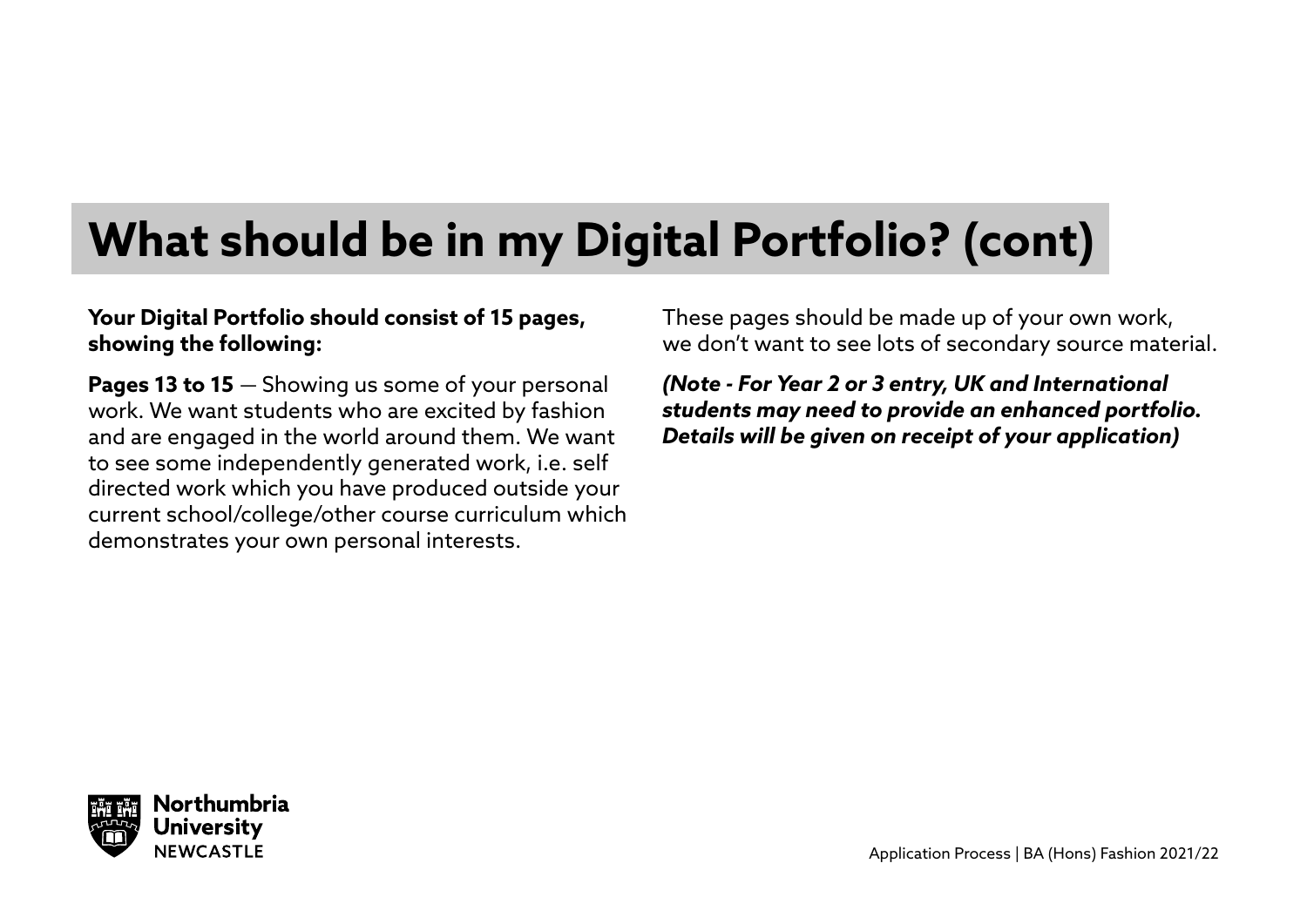# What should be in my Digital Portfolio? (cont)

**Your Digital Portfolio should consist of 15 pages, showing the following:**

**Pages 13 to 15** — Showing us some of your personal work. We want students who are excited by fashion and are engaged in the world around them. We want to see some independently generated work, i.e. self directed work which you have produced outside your current school/college/other course curriculum which demonstrates your own personal interests.

These pages should be made up of your own work, we don't want to see lots of secondary source material.

***(Note - For Year 2 or 3 entry, UK and International students may need to provide an enhanced portfolio. Details will be given on receipt of your application)***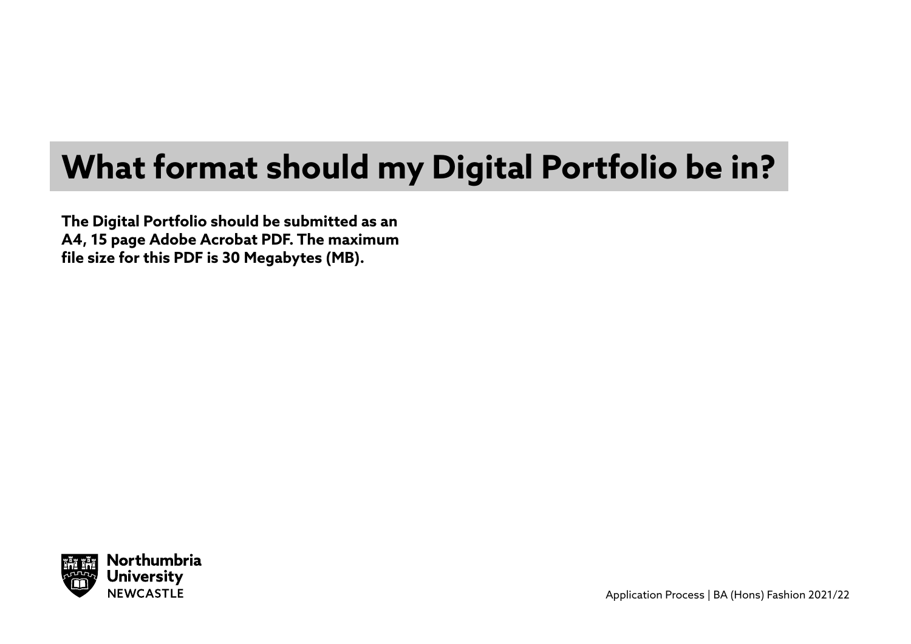# What format should my Digital Portfolio be in?

**The Digital Portfolio should be submitted as an A4, 15 page Adobe Acrobat PDF. The maximum file size for this PDF is 30 Megabytes (MB).**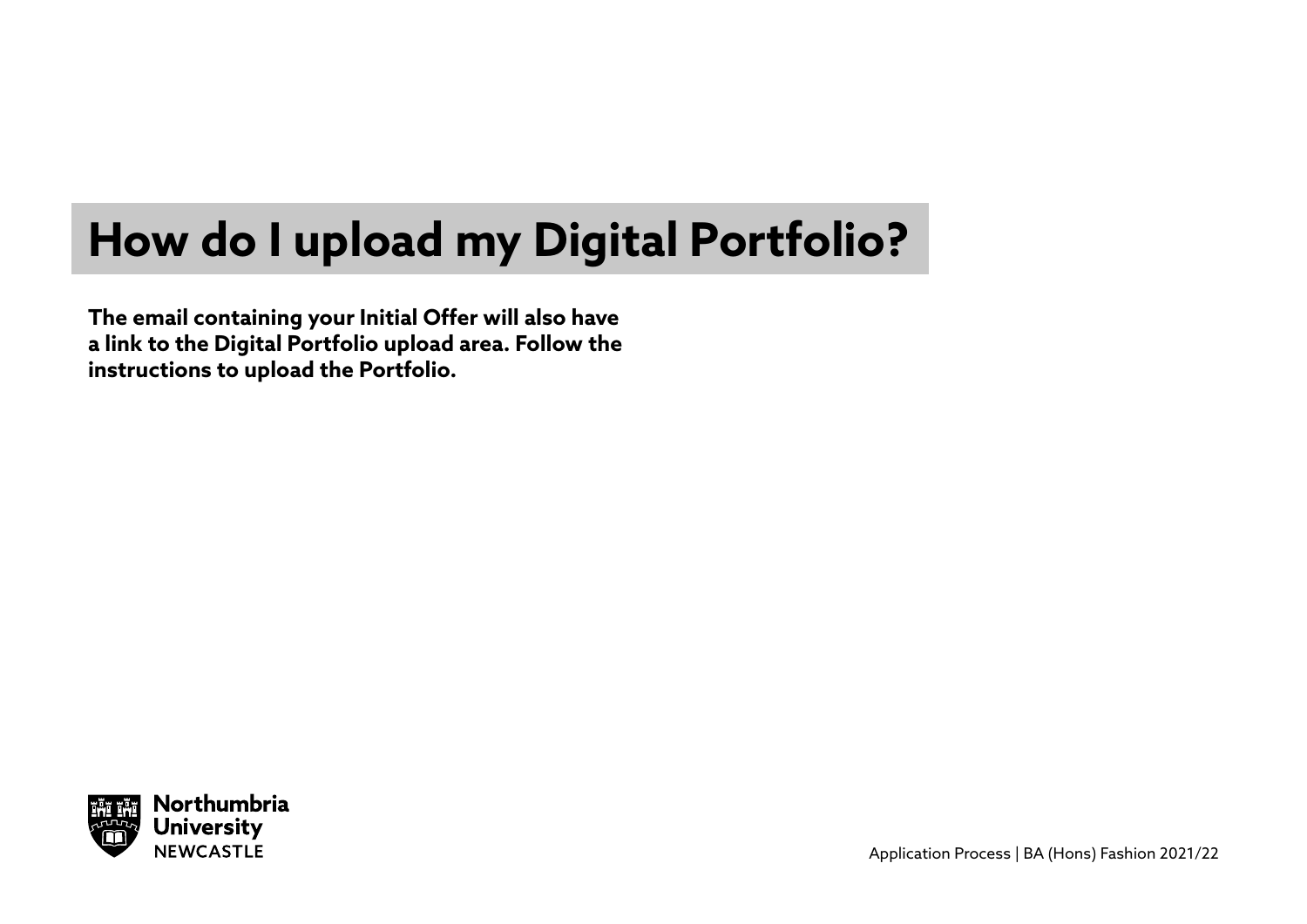# How do I upload my Digital Portfolio?

**The email containing your Initial Offer will also have a link to the Digital Portfolio upload area. Follow the instructions to upload the Portfolio.**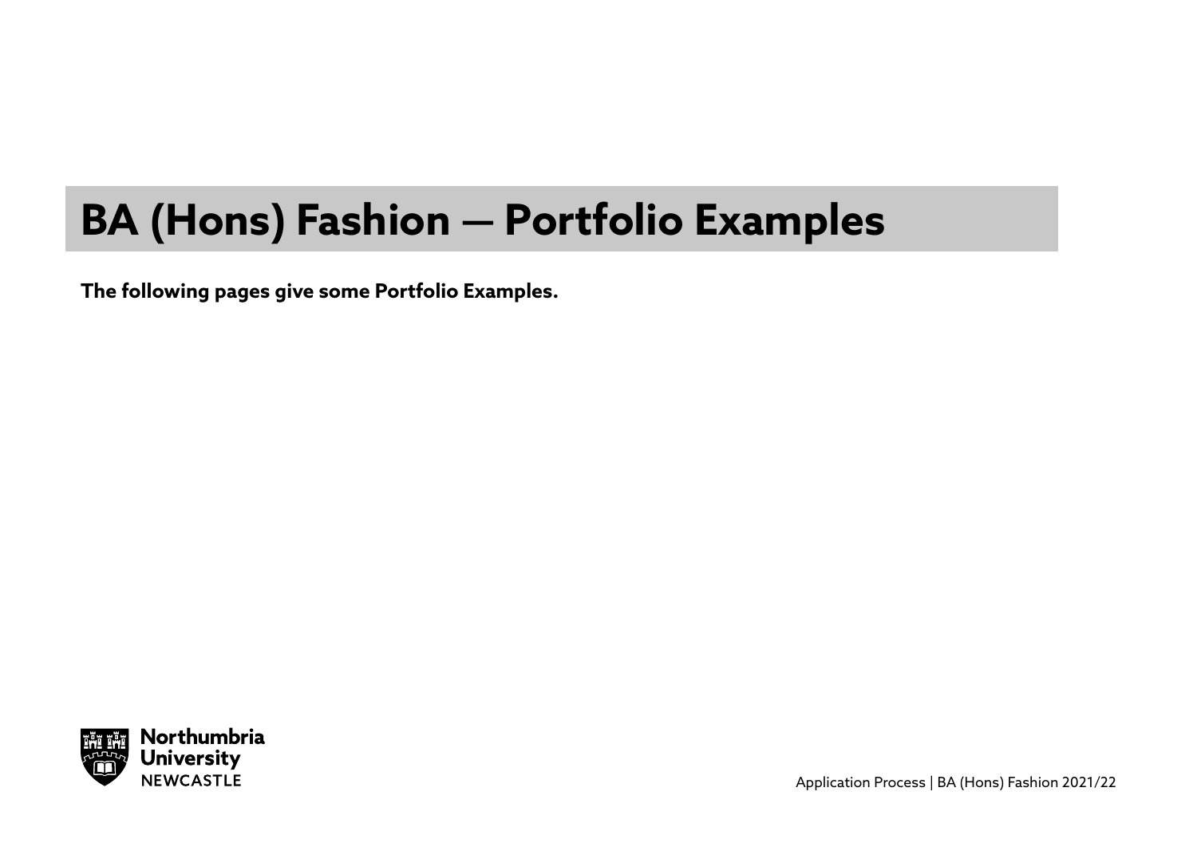# BA (Hons) Fashion — Portfolio Examples

**The following pages give some Portfolio Examples.**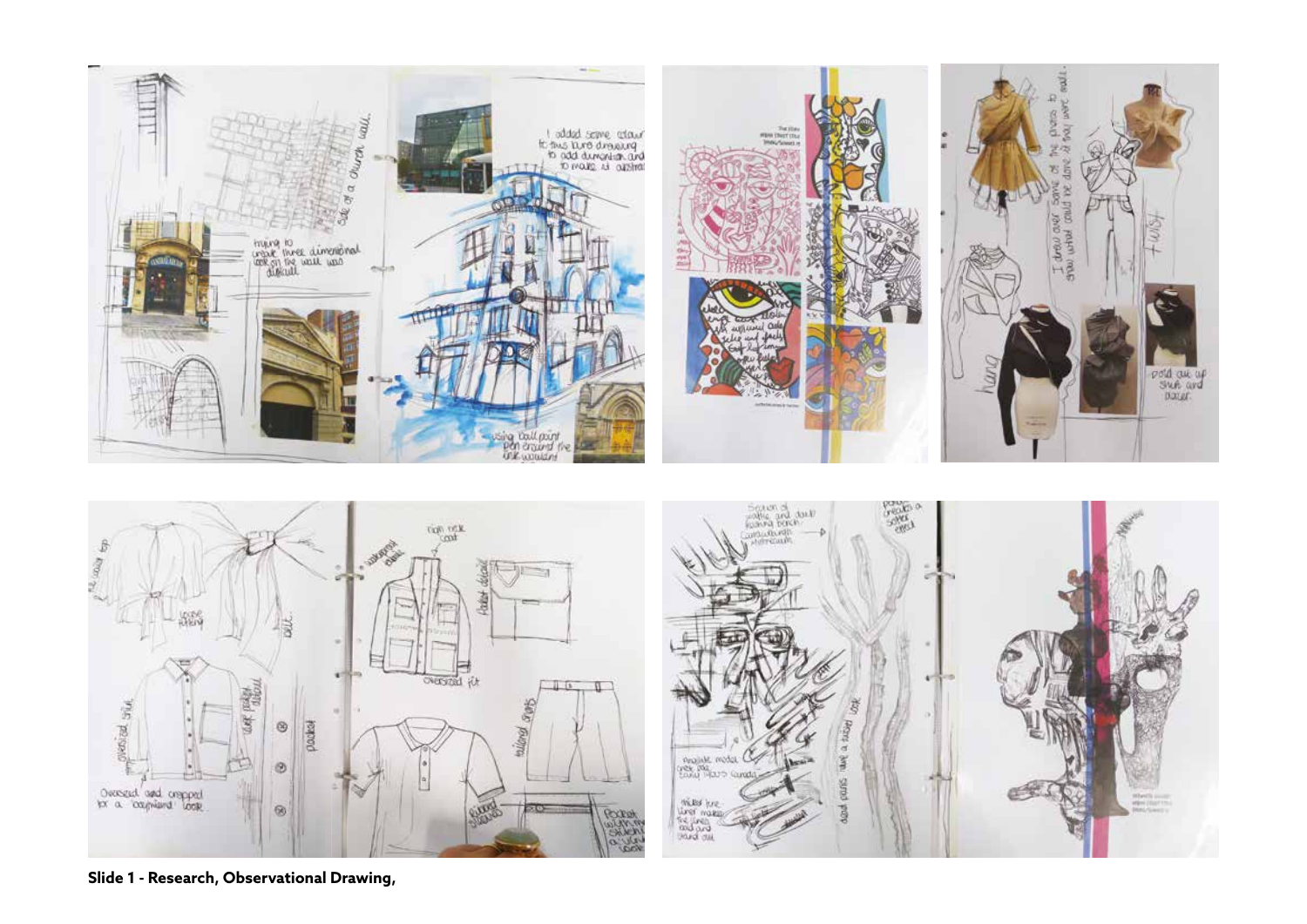**Slide 1 - Research, Observational Drawing,**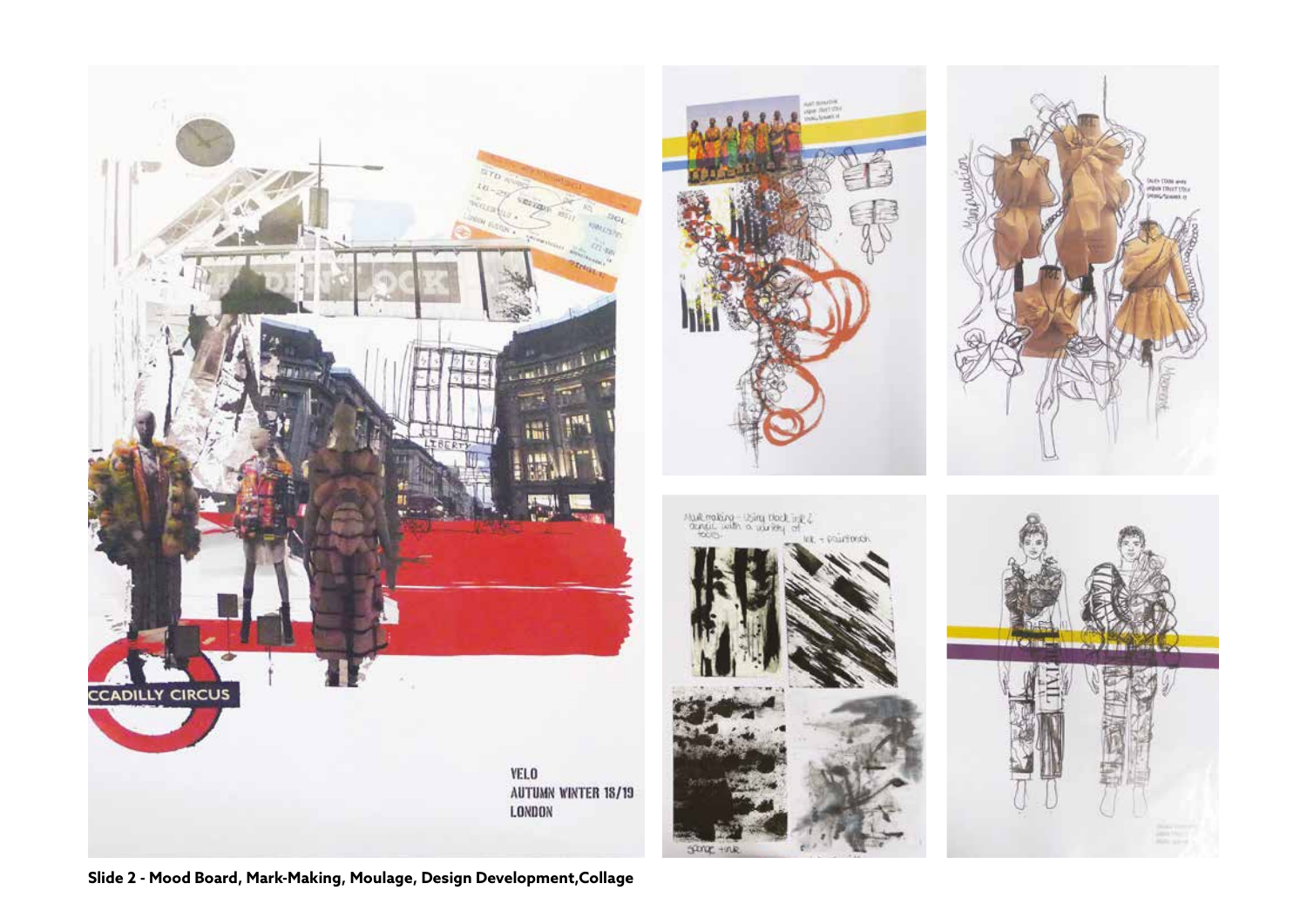Slide 2 - Mood Board, Mark-Making, Moulage, Design Development,Collage